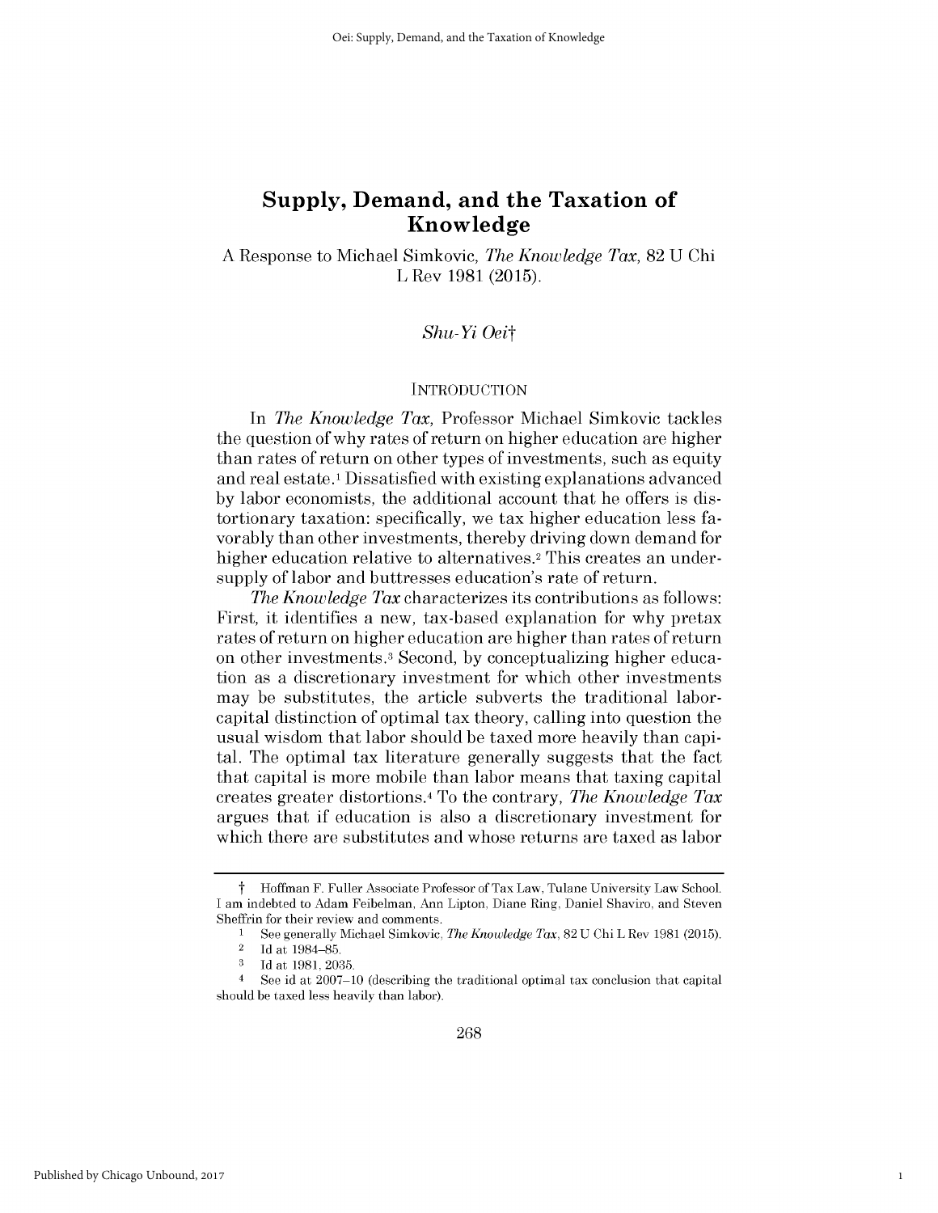# Supply, Demand, and the Taxation of Knowledge

A Response to Michael Simkovic, *The Knowledge Tax*, 82 U Chi L Rev 1981 (2015).

*Shu-Yi Oei*†

## INTRODUCTION

In *The Knowledge Tax*, Professor Michael Simkovic tackles the question of why rates of return on higher education are higher than rates of return on other types of investments, such as equity and real estate.[1] Dissatisfied with existing explanations advanced by labor economists, the additional account that he offers is distortionary taxation: specifically, we tax higher education less favorably than other investments, thereby driving down demand for higher education relative to alternatives.[2] This creates an undersupply of labor and buttresses education's rate of return.

*The Knowledge Tax* characterizes its contributions as follows: First, it identifies a new, tax-based explanation for why pretax rates of return on higher education are higher than rates of return on other investments.[3] Second, by conceptualizing higher education as a discretionary investment for which other investments may be substitutes, the article subverts the traditional labor-capital distinction of optimal tax theory, calling into question the usual wisdom that labor should be taxed more heavily than capital. The optimal tax literature generally suggests that the fact that capital is more mobile than labor means that taxing capital creates greater distortions.[4] To the contrary, *The Knowledge Tax* argues that if education is also a discretionary investment for which there are substitutes and whose returns are taxed as labor

---

† Hoffman F. Fuller Associate Professor of Tax Law, Tulane University Law School. I am indebted to Adam Feibelman, Ann Lipton, Diane Ring, Daniel Shaviro, and Steven Sheffrin for their review and comments.

1 See generally Michael Simkovic, *The Knowledge Tax*, 82 U Chi L Rev 1981 (2015).

2 Id at 1984–85.

3 Id at 1981, 2035.

4 See id at 2007–10 (describing the traditional optimal tax conclusion that capital should be taxed less heavily than labor).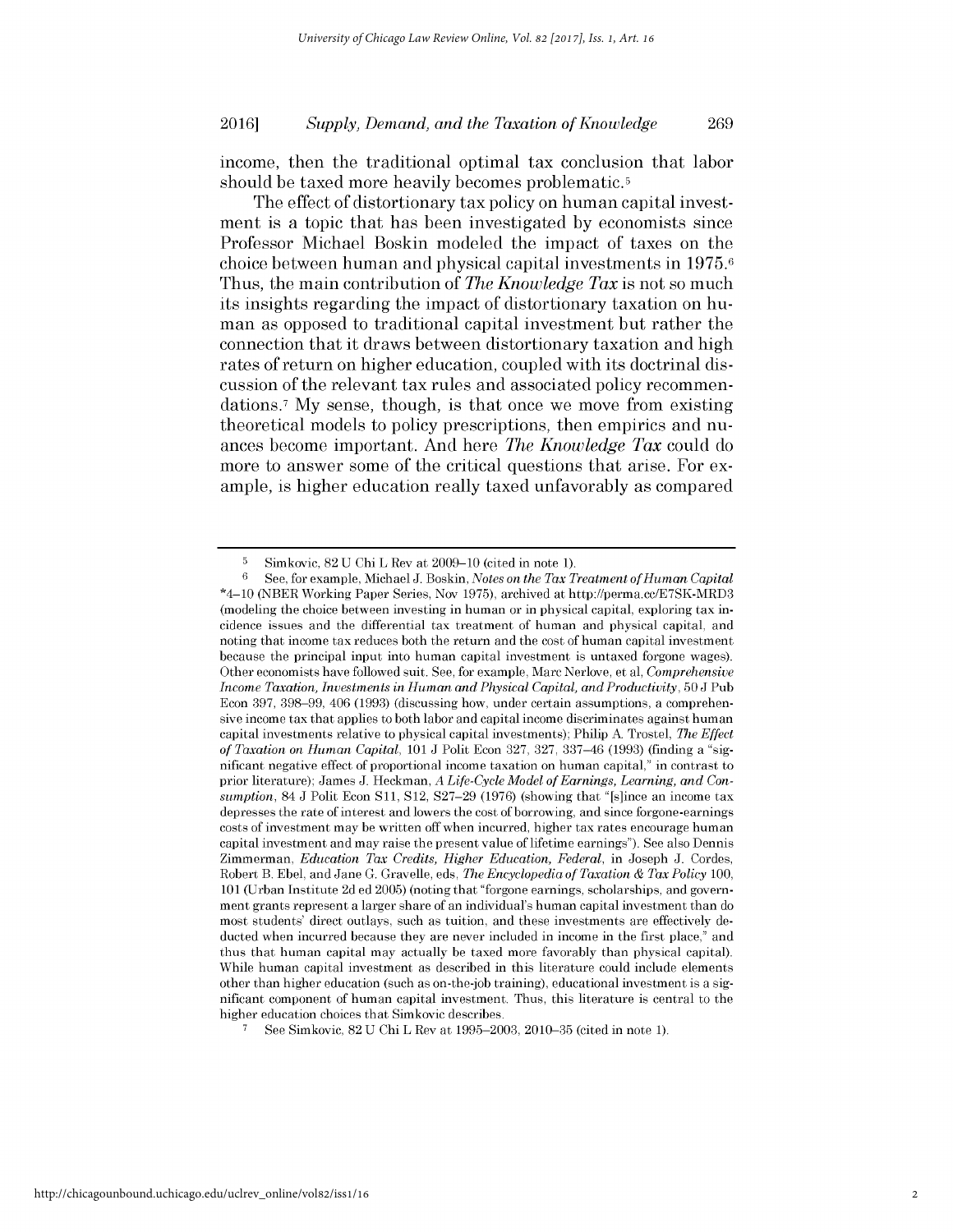income, then the traditional optimal tax conclusion that labor should be taxed more heavily becomes problematic.[5]

The effect of distortionary tax policy on human capital investment is a topic that has been investigated by economists since Professor Michael Boskin modeled the impact of taxes on the choice between human and physical capital investments in 1975.[6] Thus, the main contribution of *The Knowledge Tax* is not so much its insights regarding the impact of distortionary taxation on human as opposed to traditional capital investment but rather the connection that it draws between distortionary taxation and high rates of return on higher education, coupled with its doctrinal discussion of the relevant tax rules and associated policy recommendations.[7] My sense, though, is that once we move from existing theoretical models to policy prescriptions, then empirics and nuances become important. And here *The Knowledge Tax* could do more to answer some of the critical questions that arise. For example, is higher education really taxed unfavorably as compared

---

[5] Simkovic, 82 U Chi L Rev at 2009–10 (cited in note 1).

[6] See, for example, Michael J. Boskin, *Notes on the Tax Treatment of Human Capital* *4–10 (NBER Working Paper Series, Nov 1975), archived at http://perma.cc/E7SK-MRD3 (modeling the choice between investing in human or in physical capital, exploring tax incidence issues and the differential tax treatment of human and physical capital, and noting that income tax reduces both the return and the cost of human capital investment because the principal input into human capital investment is untaxed forgone wages). Other economists have followed suit. See, for example, Marc Nerlove, et al, *Comprehensive Income Taxation, Investments in Human and Physical Capital, and Productivity*, 50 J Pub Econ 397, 398–99, 406 (1993) (discussing how, under certain assumptions, a comprehensive income tax that applies to both labor and capital income discriminates against human capital investments relative to physical capital investments); Philip A. Trostel, *The Effect of Taxation on Human Capital*, 101 J Polit Econ 327, 327, 337–46 (1993) (finding a "significant negative effect of proportional income taxation on human capital," in contrast to prior literature); James J. Heckman, *A Life-Cycle Model of Earnings, Learning, and Consumption*, 84 J Polit Econ S11, S12, S27–29 (1976) (showing that "[s]ince an income tax depresses the rate of interest and lowers the cost of borrowing, and since forgone-earnings costs of investment may be written off when incurred, higher tax rates encourage human capital investment and may raise the present value of lifetime earnings"). See also Dennis Zimmerman, *Education Tax Credits, Higher Education, Federal*, in Joseph J. Cordes, Robert B. Ebel, and Jane G. Gravelle, eds, *The Encyclopedia of Taxation & Tax Policy* 100, 101 (Urban Institute 2d ed 2005) (noting that "forgone earnings, scholarships, and government grants represent a larger share of an individual's human capital investment than do most students' direct outlays, such as tuition, and these investments are effectively deducted when incurred because they are never included in income in the first place," and thus that human capital may actually be taxed more favorably than physical capital). While human capital investment as described in this literature could include elements other than higher education (such as on-the-job training), educational investment is a significant component of human capital investment. Thus, this literature is central to the higher education choices that Simkovic describes.

[7] See Simkovic, 82 U Chi L Rev at 1995–2003, 2010–35 (cited in note 1).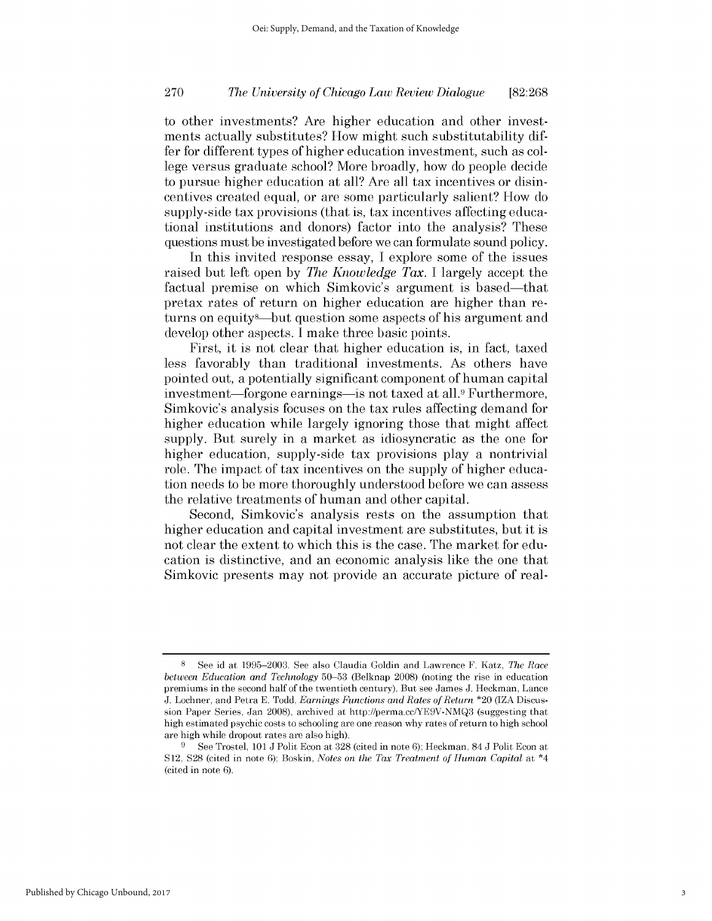to other investments? Are higher education and other investments actually substitutes? How might such substitutability differ for different types of higher education investment, such as college versus graduate school? More broadly, how do people decide to pursue higher education at all? Are all tax incentives or disincentives created equal, or are some particularly salient? How do supply-side tax provisions (that is, tax incentives affecting educational institutions and donors) factor into the analysis? These questions must be investigated before we can formulate sound policy.

In this invited response essay, I explore some of the issues raised but left open by *The Knowledge Tax*. I largely accept the factual premise on which Simkovic's argument is based—that pretax rates of return on higher education are higher than returns on equity[8]—but question some aspects of his argument and develop other aspects. I make three basic points.

First, it is not clear that higher education is, in fact, taxed less favorably than traditional investments. As others have pointed out, a potentially significant component of human capital investment—forgone earnings—is not taxed at all.[9] Furthermore, Simkovic's analysis focuses on the tax rules affecting demand for higher education while largely ignoring those that might affect supply. But surely in a market as idiosyncratic as the one for higher education, supply-side tax provisions play a nontrivial role. The impact of tax incentives on the supply of higher education needs to be more thoroughly understood before we can assess the relative treatments of human and other capital.

Second, Simkovic's analysis rests on the assumption that higher education and capital investment are substitutes, but it is not clear the extent to which this is the case. The market for education is distinctive, and an economic analysis like the one that Simkovic presents may not provide an accurate picture of real-

---

[8] See id at 1995–2003. See also Claudia Goldin and Lawrence F. Katz, *The Race between Education and Technology* 50–53 (Belknap 2008) (noting the rise in education premiums in the second half of the twentieth century). But see James J. Heckman, Lance J. Lochner, and Petra E. Todd, *Earnings Functions and Rates of Return* *20 (IZA Discussion Paper Series, Jan 2008), archived at http://perma.cc/YE9V-NMQ3 (suggesting that high estimated psychic costs to schooling are one reason why rates of return to high school are high while dropout rates are also high).

[9] See Trostel, 101 J Polit Econ at 328 (cited in note 6); Heckman, 84 J Polit Econ at S12, S28 (cited in note 6); Boskin, *Notes on the Tax Treatment of Human Capital* at *4 (cited in note 6).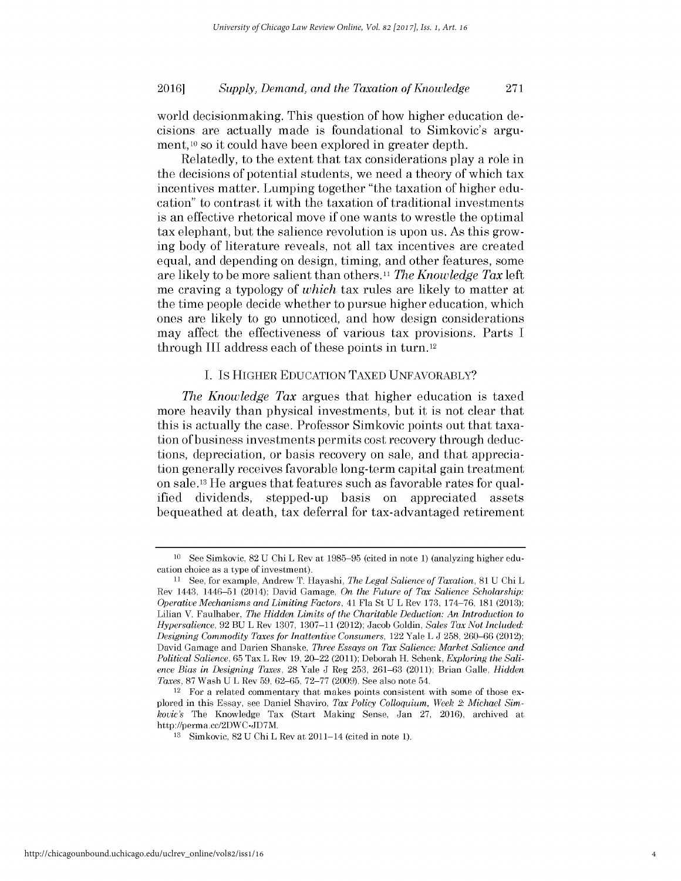world decisionmaking. This question of how higher education decisions are actually made is foundational to Simkovic's argument,[10] so it could have been explored in greater depth.

Relatedly, to the extent that tax considerations play a role in the decisions of potential students, we need a theory of which tax incentives matter. Lumping together "the taxation of higher education" to contrast it with the taxation of traditional investments is an effective rhetorical move if one wants to wrestle the optimal tax elephant, but the salience revolution is upon us. As this growing body of literature reveals, not all tax incentives are created equal, and depending on design, timing, and other features, some are likely to be more salient than others.[11] *The Knowledge Tax* left me craving a typology of *which* tax rules are likely to matter at the time people decide whether to pursue higher education, which ones are likely to go unnoticed, and how design considerations may affect the effectiveness of various tax provisions. Parts I through III address each of these points in turn.[12]

## I. IS HIGHER EDUCATION TAXED UNFAVORABLY?

*The Knowledge Tax* argues that higher education is taxed more heavily than physical investments, but it is not clear that this is actually the case. Professor Simkovic points out that taxation of business investments permits cost recovery through deductions, depreciation, or basis recovery on sale, and that appreciation generally receives favorable long-term capital gain treatment on sale.[13] He argues that features such as favorable rates for qualified dividends, stepped-up basis on appreciated assets bequeathed at death, tax deferral for tax-advantaged retirement

---

[10] See Simkovic, 82 U Chi L Rev at 1985–95 (cited in note 1) (analyzing higher education choice as a type of investment).

[11] See, for example, Andrew T. Hayashi, *The Legal Salience of Taxation*, 81 U Chi L Rev 1443, 1446–51 (2014); David Gamage, *On the Future of Tax Salience Scholarship: Operative Mechanisms and Limiting Factors*, 41 Fla St U L Rev 173, 174–76, 181 (2013); Lilian V. Faulhaber, *The Hidden Limits of the Charitable Deduction: An Introduction to Hypersalience*, 92 BU L Rev 1307, 1307–11 (2012); Jacob Goldin, *Sales Tax Not Included: Designing Commodity Taxes for Inattentive Consumers*, 122 Yale L J 258, 260–66 (2012); David Gamage and Darien Shanske, *Three Essays on Tax Salience: Market Salience and Political Salience*, 65 Tax L Rev 19, 20–22 (2011); Deborah H. Schenk, *Exploring the Salience Bias in Designing Taxes*, 28 Yale J Reg 253, 261–63 (2011); Brian Galle, *Hidden Taxes*, 87 Wash U L Rev 59, 62–65, 72–77 (2009). See also note 54.

[12] For a related commentary that makes points consistent with some of those explored in this Essay, see Daniel Shaviro, *Tax Policy Colloquium, Week 2: Michael Simkovic's* The Knowledge Tax (Start Making Sense, Jan 27, 2016), archived at http://perma.cc/2DWC-JD7M.

[13] Simkovic, 82 U Chi L Rev at 2011–14 (cited in note 1).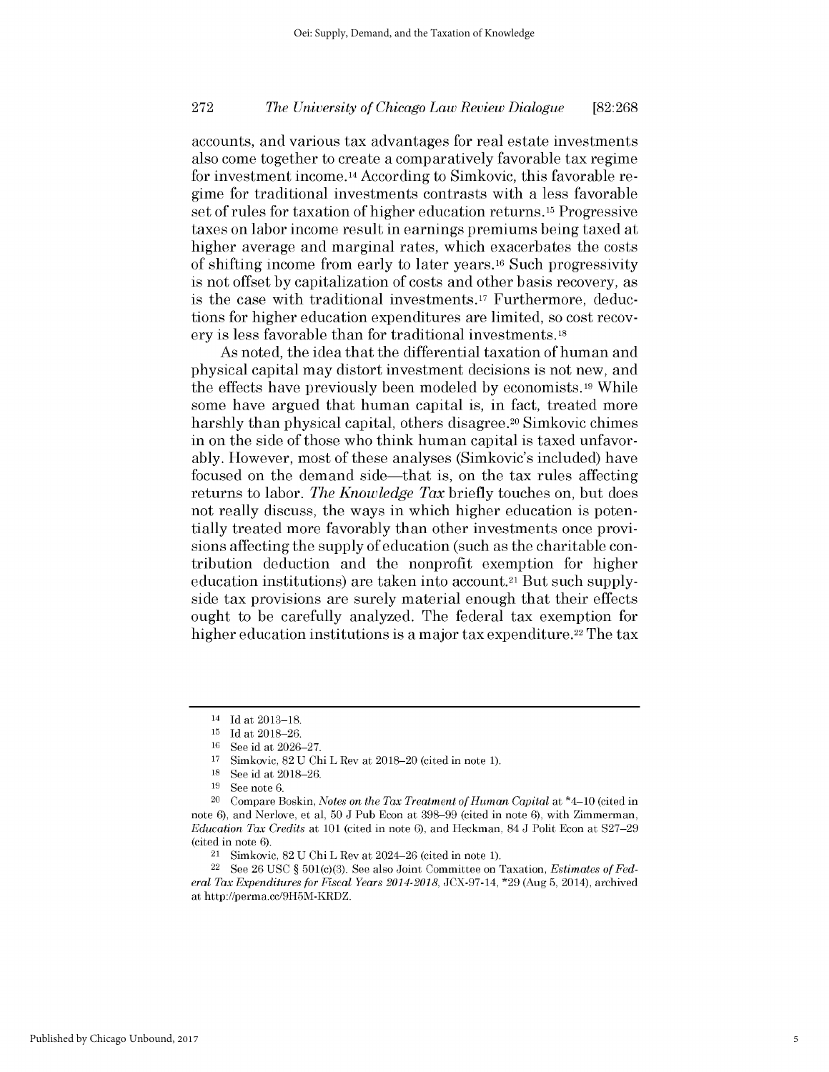accounts, and various tax advantages for real estate investments also come together to create a comparatively favorable tax regime for investment income.[14] According to Simkovic, this favorable regime for traditional investments contrasts with a less favorable set of rules for taxation of higher education returns.[15] Progressive taxes on labor income result in earnings premiums being taxed at higher average and marginal rates, which exacerbates the costs of shifting income from early to later years.[16] Such progressivity is not offset by capitalization of costs and other basis recovery, as is the case with traditional investments.[17] Furthermore, deductions for higher education expenditures are limited, so cost recovery is less favorable than for traditional investments.[18]

As noted, the idea that the differential taxation of human and physical capital may distort investment decisions is not new, and the effects have previously been modeled by economists.[19] While some have argued that human capital is, in fact, treated more harshly than physical capital, others disagree.[20] Simkovic chimes in on the side of those who think human capital is taxed unfavorably. However, most of these analyses (Simkovic's included) have focused on the demand side—that is, on the tax rules affecting returns to labor. *The Knowledge Tax* briefly touches on, but does not really discuss, the ways in which higher education is potentially treated more favorably than other investments once provisions affecting the supply of education (such as the charitable contribution deduction and the nonprofit exemption for higher education institutions) are taken into account.[21] But such supply-side tax provisions are surely material enough that their effects ought to be carefully analyzed. The federal tax exemption for higher education institutions is a major tax expenditure.[22] The tax

---

[14] Id at 2013–18.

[15] Id at 2018–26.

[16] See id at 2026–27.

[17] Simkovic, 82 U Chi L Rev at 2018–20 (cited in note 1).

[18] See id at 2018–26.

[19] See note 6.

[20] Compare Boskin, *Notes on the Tax Treatment of Human Capital* at *4–10 (cited in note 6), and Nerlove, et al, 50 J Pub Econ at 398–99 (cited in note 6), with Zimmerman, *Education Tax Credits* at 101 (cited in note 6), and Heckman, 84 J Polit Econ at S27–29 (cited in note 6).

[21] Simkovic, 82 U Chi L Rev at 2024–26 (cited in note 1).

[22] See 26 USC § 501(c)(3). See also Joint Committee on Taxation, *Estimates of Federal Tax Expenditures for Fiscal Years 2014-2018*, JCX-97-14, *29 (Aug 5, 2014), archived at http://perma.cc/9H5M-KRDZ.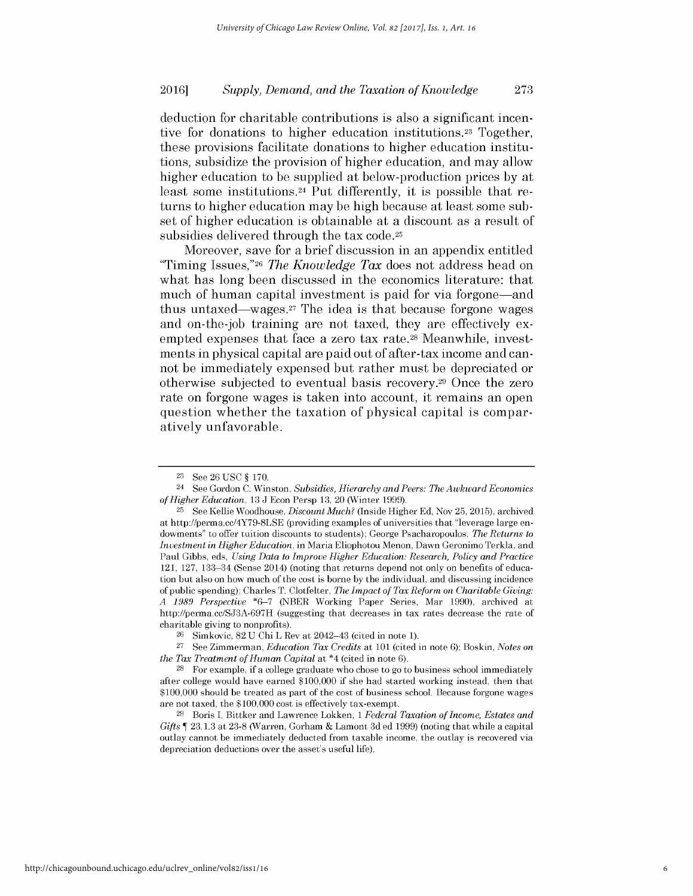deduction for charitable contributions is also a significant incentive for donations to higher education institutions.[23] Together, these provisions facilitate donations to higher education institutions, subsidize the provision of higher education, and may allow higher education to be supplied at below-production prices by at least some institutions.[24] Put differently, it is possible that returns to higher education may be high because at least some subset of higher education is obtainable at a discount as a result of subsidies delivered through the tax code.[25]

Moreover, save for a brief discussion in an appendix entitled "Timing Issues,"[26] *The Knowledge Tax* does not address head on what has long been discussed in the economics literature: that much of human capital investment is paid for via forgone—and thus untaxed—wages.[27] The idea is that because forgone wages and on-the-job training are not taxed, they are effectively exempted expenses that face a zero tax rate.[28] Meanwhile, investments in physical capital are paid out of after-tax income and cannot be immediately expensed but rather must be depreciated or otherwise subjected to eventual basis recovery.[29] Once the zero rate on forgone wages is taken into account, it remains an open question whether the taxation of physical capital is comparatively unfavorable.

---

[23] See 26 USC § 170.

[24] See Gordon C. Winston, *Subsidies, Hierarchy and Peers: The Awkward Economics of Higher Education*, 13 J Econ Persp 13, 20 (Winter 1999).

[25] See Kellie Woodhouse, *Discount Much?* (Inside Higher Ed, Nov 25, 2015), archived at http://perma.cc/4Y79-8LSE (providing examples of universities that "leverage large endowments" to offer tuition discounts to students); George Psacharopoulos, *The Returns to Investment in Higher Education*, in Maria Eliophotou Menon, Dawn Geronimo Terkla, and Paul Gibbs, eds, *Using Data to Improve Higher Education: Research, Policy and Practice* 121, 127, 133–34 (Sense 2014) (noting that returns depend not only on benefits of education but also on how much of the cost is borne by the individual, and discussing incidence of public spending); Charles T. Clotfelter, *The Impact of Tax Reform on Charitable Giving: A 1989 Perspective* \*6–7 (NBER Working Paper Series, Mar 1990), archived at http://perma.cc/SJ3A-697H (suggesting that decreases in tax rates decrease the rate of charitable giving to nonprofits).

[26] Simkovic, 82 U Chi L Rev at 2042–43 (cited in note 1).

[27] See Zimmerman, *Education Tax Credits* at 101 (cited in note 6); Boskin, *Notes on the Tax Treatment of Human Capital* at \*4 (cited in note 6).

[28] For example, if a college graduate who chose to go to business school immediately after college would have earned $100,000 if she had started working instead, then that $100,000 should be treated as part of the cost of business school. Because forgone wages are not taxed, the $100,000 cost is effectively tax-exempt.

[29] Boris I. Bittker and Lawrence Lokken, 1 *Federal Taxation of Income, Estates and Gifts* ¶ 23.1.3 at 23-8 (Warren, Gorham & Lamont 3d ed 1999) (noting that while a capital outlay cannot be immediately deducted from taxable income, the outlay is recovered via depreciation deductions over the asset's useful life).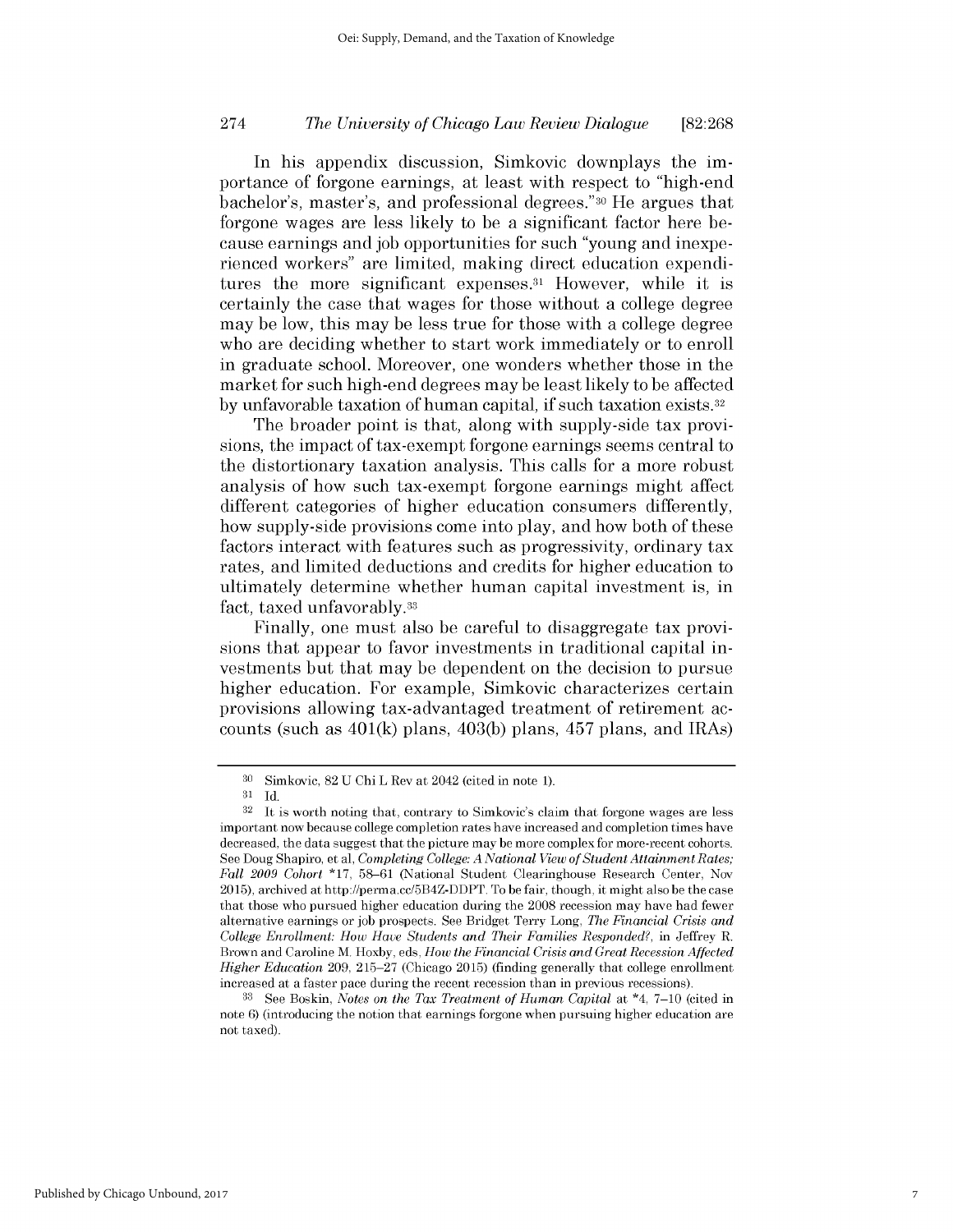In his appendix discussion, Simkovic downplays the importance of forgone earnings, at least with respect to "high-end bachelor's, master's, and professional degrees."[30] He argues that forgone wages are less likely to be a significant factor here because earnings and job opportunities for such "young and inexperienced workers" are limited, making direct education expenditures the more significant expenses.[31] However, while it is certainly the case that wages for those without a college degree may be low, this may be less true for those with a college degree who are deciding whether to start work immediately or to enroll in graduate school. Moreover, one wonders whether those in the market for such high-end degrees may be least likely to be affected by unfavorable taxation of human capital, if such taxation exists.[32]

The broader point is that, along with supply-side tax provisions, the impact of tax-exempt forgone earnings seems central to the distortionary taxation analysis. This calls for a more robust analysis of how such tax-exempt forgone earnings might affect different categories of higher education consumers differently, how supply-side provisions come into play, and how both of these factors interact with features such as progressivity, ordinary tax rates, and limited deductions and credits for higher education to ultimately determine whether human capital investment is, in fact, taxed unfavorably.[33]

Finally, one must also be careful to disaggregate tax provisions that appear to favor investments in traditional capital investments but that may be dependent on the decision to pursue higher education. For example, Simkovic characterizes certain provisions allowing tax-advantaged treatment of retirement accounts (such as 401(k) plans, 403(b) plans, 457 plans, and IRAs)

---

[30] Simkovic, 82 U Chi L Rev at 2042 (cited in note 1).

[31] Id.

[32] It is worth noting that, contrary to Simkovic's claim that forgone wages are less important now because college completion rates have increased and completion times have decreased, the data suggest that the picture may be more complex for more-recent cohorts. See Doug Shapiro, et al, *Completing College: A National View of Student Attainment Rates; Fall 2009 Cohort* *17, 58–61 (National Student Clearinghouse Research Center, Nov 2015), archived at http://perma.cc/5B4Z-DDPT. To be fair, though, it might also be the case that those who pursued higher education during the 2008 recession may have had fewer alternative earnings or job prospects. See Bridget Terry Long, *The Financial Crisis and College Enrollment: How Have Students and Their Families Responded?*, in Jeffrey R. Brown and Caroline M. Hoxby, eds, *How the Financial Crisis and Great Recession Affected Higher Education* 209, 215–27 (Chicago 2015) (finding generally that college enrollment increased at a faster pace during the recent recession than in previous recessions).

[33] See Boskin, *Notes on the Tax Treatment of Human Capital* at *4, 7–10 (cited in note 6) (introducing the notion that earnings forgone when pursuing higher education are not taxed).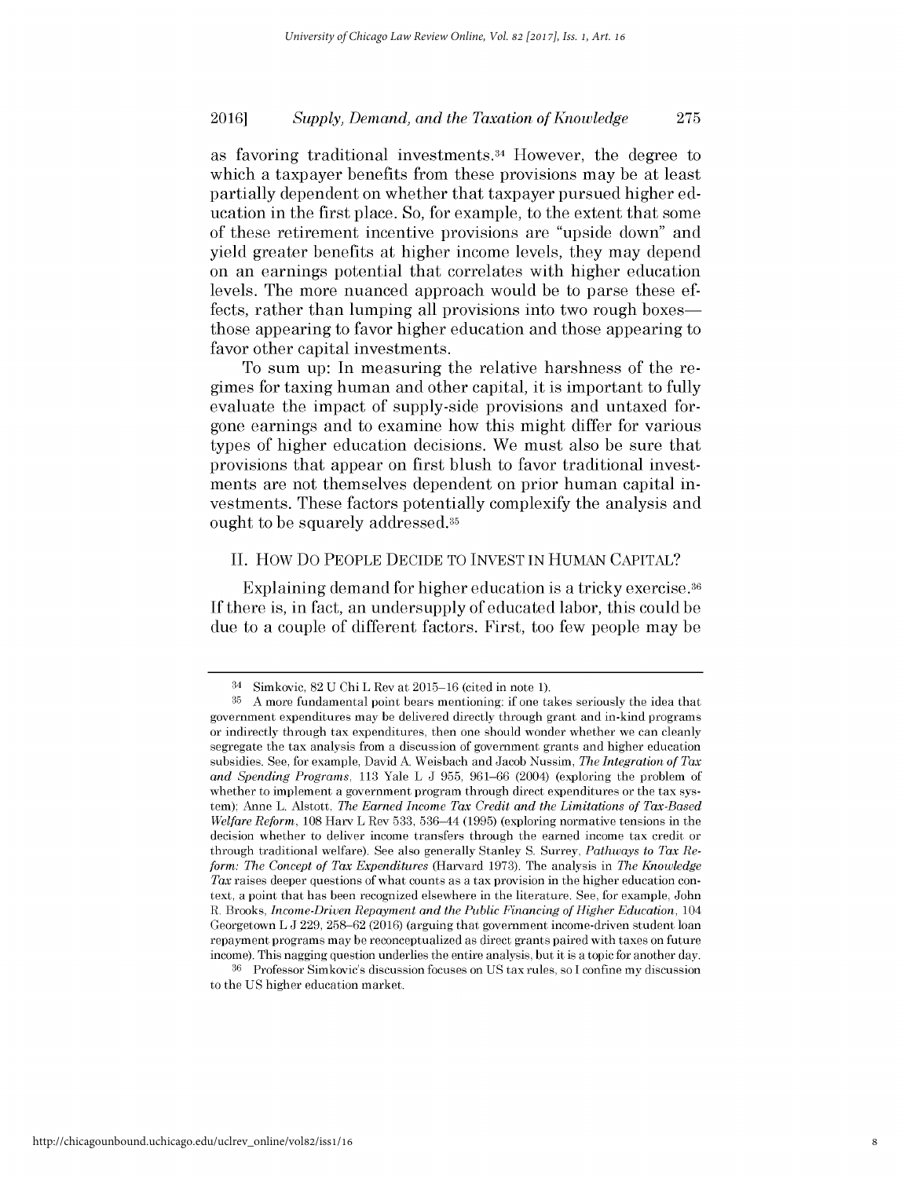as favoring traditional investments.[34] However, the degree to which a taxpayer benefits from these provisions may be at least partially dependent on whether that taxpayer pursued higher education in the first place. So, for example, to the extent that some of these retirement incentive provisions are "upside down" and yield greater benefits at higher income levels, they may depend on an earnings potential that correlates with higher education levels. The more nuanced approach would be to parse these effects, rather than lumping all provisions into two rough boxes—those appearing to favor higher education and those appearing to favor other capital investments.

To sum up: In measuring the relative harshness of the regimes for taxing human and other capital, it is important to fully evaluate the impact of supply-side provisions and untaxed forgone earnings and to examine how this might differ for various types of higher education decisions. We must also be sure that provisions that appear on first blush to favor traditional investments are not themselves dependent on prior human capital investments. These factors potentially complexify the analysis and ought to be squarely addressed.[35]

## II. How Do People Decide to Invest in Human Capital?

Explaining demand for higher education is a tricky exercise.[36] If there is, in fact, an undersupply of educated labor, this could be due to a couple of different factors. First, too few people may be

---

[34] Simkovic, 82 U Chi L Rev at 2015–16 (cited in note 1).

[35] A more fundamental point bears mentioning: if one takes seriously the idea that government expenditures may be delivered directly through grant and in-kind programs or indirectly through tax expenditures, then one should wonder whether we can cleanly segregate the tax analysis from a discussion of government grants and higher education subsidies. See, for example, David A. Weisbach and Jacob Nussim, *The Integration of Tax and Spending Programs*, 113 Yale L J 955, 961–66 (2004) (exploring the problem of whether to implement a government program through direct expenditures or the tax system); Anne L. Alstott, *The Earned Income Tax Credit and the Limitations of Tax-Based Welfare Reform*, 108 Harv L Rev 533, 536–44 (1995) (exploring normative tensions in the decision whether to deliver income transfers through the earned income tax credit or through traditional welfare). See also generally Stanley S. Surrey, *Pathways to Tax Reform: The Concept of Tax Expenditures* (Harvard 1973). The analysis in *The Knowledge Tax* raises deeper questions of what counts as a tax provision in the higher education context, a point that has been recognized elsewhere in the literature. See, for example, John R. Brooks, *Income-Driven Repayment and the Public Financing of Higher Education*, 104 Georgetown L J 229, 258–62 (2016) (arguing that government income-driven student loan repayment programs may be reconceptualized as direct grants paired with taxes on future income). This nagging question underlies the entire analysis, but it is a topic for another day.

[36] Professor Simkovic's discussion focuses on US tax rules, so I confine my discussion to the US higher education market.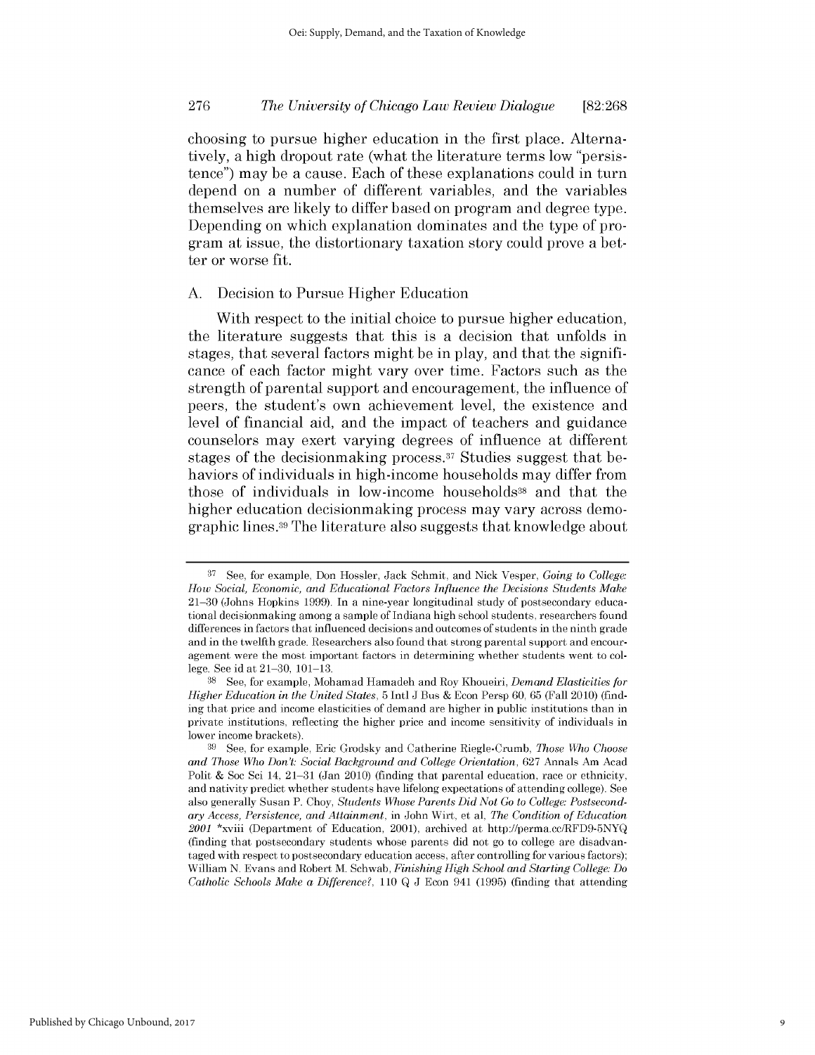choosing to pursue higher education in the first place. Alternatively, a high dropout rate (what the literature terms low "persistence") may be a cause. Each of these explanations could in turn depend on a number of different variables, and the variables themselves are likely to differ based on program and degree type. Depending on which explanation dominates and the type of program at issue, the distortionary taxation story could prove a better or worse fit.

## A. Decision to Pursue Higher Education

With respect to the initial choice to pursue higher education, the literature suggests that this is a decision that unfolds in stages, that several factors might be in play, and that the significance of each factor might vary over time. Factors such as the strength of parental support and encouragement, the influence of peers, the student's own achievement level, the existence and level of financial aid, and the impact of teachers and guidance counselors may exert varying degrees of influence at different stages of the decisionmaking process.[37] Studies suggest that behaviors of individuals in high-income households may differ from those of individuals in low-income households[38] and that the higher education decisionmaking process may vary across demographic lines.[39] The literature also suggests that knowledge about

---

[37] See, for example, Don Hossler, Jack Schmit, and Nick Vesper, *Going to College: How Social, Economic, and Educational Factors Influence the Decisions Students Make* 21–30 (Johns Hopkins 1999). In a nine-year longitudinal study of postsecondary educational decisionmaking among a sample of Indiana high school students, researchers found differences in factors that influenced decisions and outcomes of students in the ninth grade and in the twelfth grade. Researchers also found that strong parental support and encouragement were the most important factors in determining whether students went to college. See id at 21–30, 101–13.

[38] See, for example, Mohamad Hamadeh and Roy Khoueiri, *Demand Elasticities for Higher Education in the United States*, 5 Intl J Bus & Econ Persp 60, 65 (Fall 2010) (finding that price and income elasticities of demand are higher in public institutions than in private institutions, reflecting the higher price and income sensitivity of individuals in lower income brackets).

[39] See, for example, Eric Grodsky and Catherine Riegle-Crumb, *Those Who Choose and Those Who Don't: Social Background and College Orientation*, 627 Annals Am Acad Polit & Soc Sci 14, 21–31 (Jan 2010) (finding that parental education, race or ethnicity, and nativity predict whether students have lifelong expectations of attending college). See also generally Susan P. Choy, *Students Whose Parents Did Not Go to College: Postsecondary Access, Persistence, and Attainment*, in John Wirt, et al, *The Condition of Education 2001* *xviii (Department of Education, 2001), archived at http://perma.cc/RFD9-5NYQ (finding that postsecondary students whose parents did not go to college are disadvantaged with respect to postsecondary education access, after controlling for various factors); William N. Evans and Robert M. Schwab, *Finishing High School and Starting College: Do Catholic Schools Make a Difference?*, 110 Q J Econ 941 (1995) (finding that attending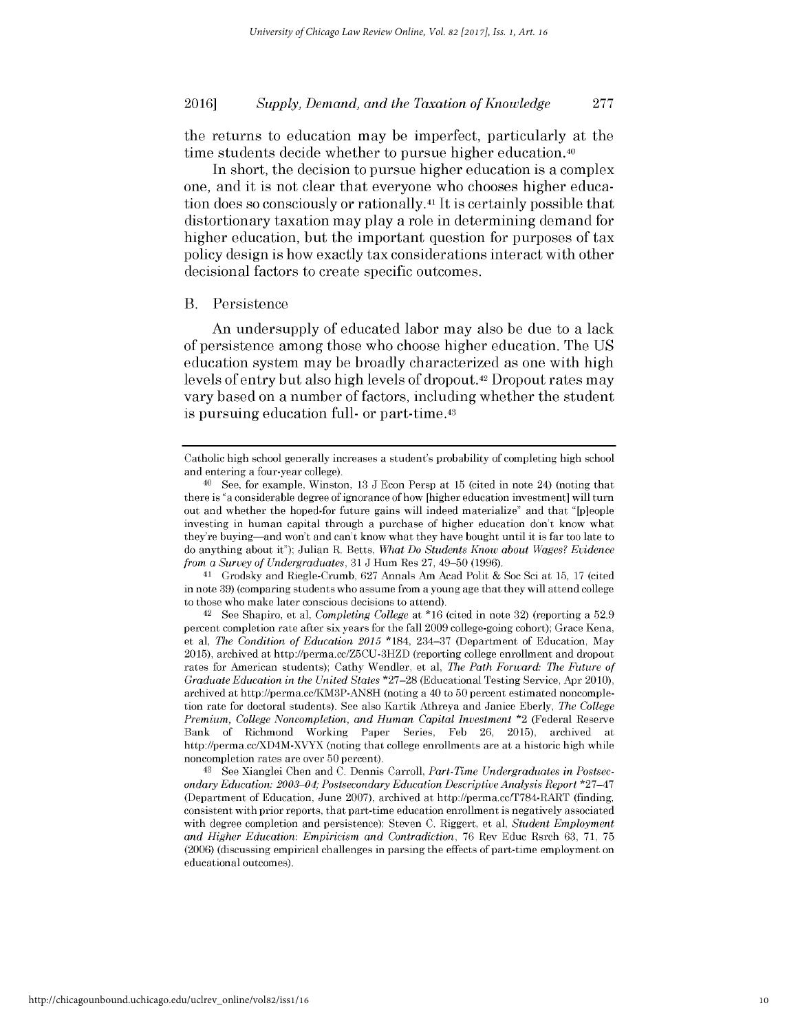the returns to education may be imperfect, particularly at the time students decide whether to pursue higher education.[40]

In short, the decision to pursue higher education is a complex one, and it is not clear that everyone who chooses higher education does so consciously or rationally.[41] It is certainly possible that distortionary taxation may play a role in determining demand for higher education, but the important question for purposes of tax policy design is how exactly tax considerations interact with other decisional factors to create specific outcomes.

### B. Persistence

An undersupply of educated labor may also be due to a lack of persistence among those who choose higher education. The US education system may be broadly characterized as one with high levels of entry but also high levels of dropout.[42] Dropout rates may vary based on a number of factors, including whether the student is pursuing education full- or part-time.[43]

---

Catholic high school generally increases a student's probability of completing high school and entering a four-year college).

[40] See, for example, Winston, 13 J Econ Persp at 15 (cited in note 24) (noting that there is "a considerable degree of ignorance of how [higher education investment] will turn out and whether the hoped-for future gains will indeed materialize" and that "[p]eople investing in human capital through a purchase of higher education don't know what they're buying—and won't and can't know what they have bought until it is far too late to do anything about it"); Julian R. Betts, *What Do Students Know about Wages? Evidence from a Survey of Undergraduates*, 31 J Hum Res 27, 49–50 (1996).

[41] Grodsky and Riegle-Crumb, 627 Annals Am Acad Polit & Soc Sci at 15, 17 (cited in note 39) (comparing students who assume from a young age that they will attend college to those who make later conscious decisions to attend).

[42] See Shapiro, et al, *Completing College* at *16 (cited in note 32) (reporting a 52.9 percent completion rate after six years for the fall 2009 college-going cohort); Grace Kena, et al, *The Condition of Education 2015* *184, 234–37 (Department of Education, May 2015), archived at http://perma.cc/Z5CU-3HZD (reporting college enrollment and dropout rates for American students); Cathy Wendler, et al, *The Path Forward: The Future of Graduate Education in the United States* *27–28 (Educational Testing Service, Apr 2010), archived at http://perma.cc/KM3P-AN8H (noting a 40 to 50 percent estimated noncompletion rate for doctoral students). See also Kartik Athreya and Janice Eberly, *The College Premium, College Noncompletion, and Human Capital Investment* *2 (Federal Reserve Bank of Richmond Working Paper Series, Feb 26, 2015), archived at http://perma.cc/XD4M-XVYX (noting that college enrollments are at a historic high while noncompletion rates are over 50 percent).

[43] See Xianglei Chen and C. Dennis Carroll, *Part-Time Undergraduates in Postsecondary Education: 2003–04; Postsecondary Education Descriptive Analysis Report* *27–47 (Department of Education, June 2007), archived at http://perma.cc/T784-RART (finding, consistent with prior reports, that part-time education enrollment is negatively associated with degree completion and persistence); Steven C. Riggert, et al, *Student Employment and Higher Education: Empiricism and Contradiction*, 76 Rev Educ Rsrch 63, 71, 75 (2006) (discussing empirical challenges in parsing the effects of part-time employment on educational outcomes).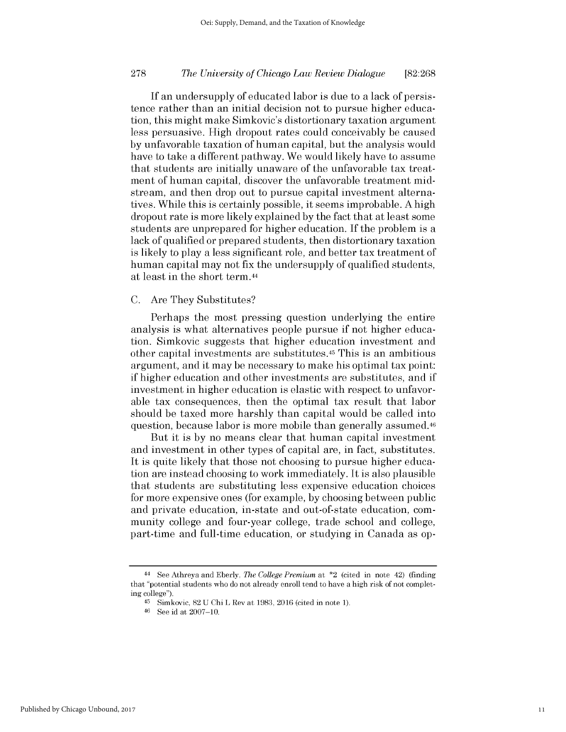If an undersupply of educated labor is due to a lack of persistence rather than an initial decision not to pursue higher education, this might make Simkovic's distortionary taxation argument less persuasive. High dropout rates could conceivably be caused by unfavorable taxation of human capital, but the analysis would have to take a different pathway. We would likely have to assume that students are initially unaware of the unfavorable tax treatment of human capital, discover the unfavorable treatment midstream, and then drop out to pursue capital investment alternatives. While this is certainly possible, it seems improbable. A high dropout rate is more likely explained by the fact that at least some students are unprepared for higher education. If the problem is a lack of qualified or prepared students, then distortionary taxation is likely to play a less significant role, and better tax treatment of human capital may not fix the undersupply of qualified students, at least in the short term.[44]

### C. Are They Substitutes?

Perhaps the most pressing question underlying the entire analysis is what alternatives people pursue if not higher education. Simkovic suggests that higher education investment and other capital investments are substitutes.[45] This is an ambitious argument, and it may be necessary to make his optimal tax point: if higher education and other investments are substitutes, and if investment in higher education is elastic with respect to unfavorable tax consequences, then the optimal tax result that labor should be taxed more harshly than capital would be called into question, because labor is more mobile than generally assumed.[46]

But it is by no means clear that human capital investment and investment in other types of capital are, in fact, substitutes. It is quite likely that those not choosing to pursue higher education are instead choosing to work immediately. It is also plausible that students are substituting less expensive education choices for more expensive ones (for example, by choosing between public and private education, in-state and out-of-state education, community college and four-year college, trade school and college, part-time and full-time education, or studying in Canada as op-

---

[44] See Athreya and Eberly, *The College Premium* at *2 (cited in note 42) (finding that "potential students who do not already enroll tend to have a high risk of not completing college").

[45] Simkovic, 82 U Chi L Rev at 1983, 2016 (cited in note 1).

[46] See id at 2007–10.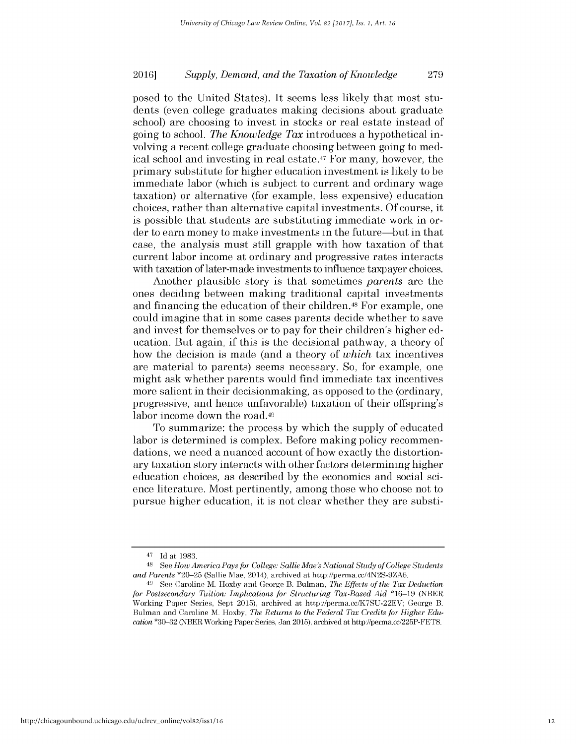posed to the United States). It seems less likely that most students (even college graduates making decisions about graduate school) are choosing to invest in stocks or real estate instead of going to school. *The Knowledge Tax* introduces a hypothetical involving a recent college graduate choosing between going to medical school and investing in real estate.[47] For many, however, the primary substitute for higher education investment is likely to be immediate labor (which is subject to current and ordinary wage taxation) or alternative (for example, less expensive) education choices, rather than alternative capital investments. Of course, it is possible that students are substituting immediate work in order to earn money to make investments in the future—but in that case, the analysis must still grapple with how taxation of that current labor income at ordinary and progressive rates interacts with taxation of later-made investments to influence taxpayer choices.

Another plausible story is that sometimes *parents* are the ones deciding between making traditional capital investments and financing the education of their children.[48] For example, one could imagine that in some cases parents decide whether to save and invest for themselves or to pay for their children's higher education. But again, if this is the decisional pathway, a theory of how the decision is made (and a theory of *which* tax incentives are material to parents) seems necessary. So, for example, one might ask whether parents would find immediate tax incentives more salient in their decisionmaking, as opposed to the (ordinary, progressive, and hence unfavorable) taxation of their offspring's labor income down the road.[49]

To summarize: the process by which the supply of educated labor is determined is complex. Before making policy recommendations, we need a nuanced account of how exactly the distortionary taxation story interacts with other factors determining higher education choices, as described by the economics and social science literature. Most pertinently, among those who choose not to pursue higher education, it is not clear whether they are substi-

---

[47] Id at 1983.

[48] See *How America Pays for College: Sallie Mae's National Study of College Students and Parents* *20–25 (Sallie Mae, 2014), archived at http://perma.cc/4N2S-9ZA6.

[49] See Caroline M. Hoxby and George B. Bulman, *The Effects of the Tax Deduction for Postsecondary Tuition: Implications for Structuring Tax-Based Aid* *16–19 (NBER Working Paper Series, Sept 2015), archived at http://perma.cc/K7SU-22EV; George B. Bulman and Caroline M. Hoxby, *The Returns to the Federal Tax Credits for Higher Education* *30–32 (NBER Working Paper Series, Jan 2015), archived at http://perma.cc/225P-FET8.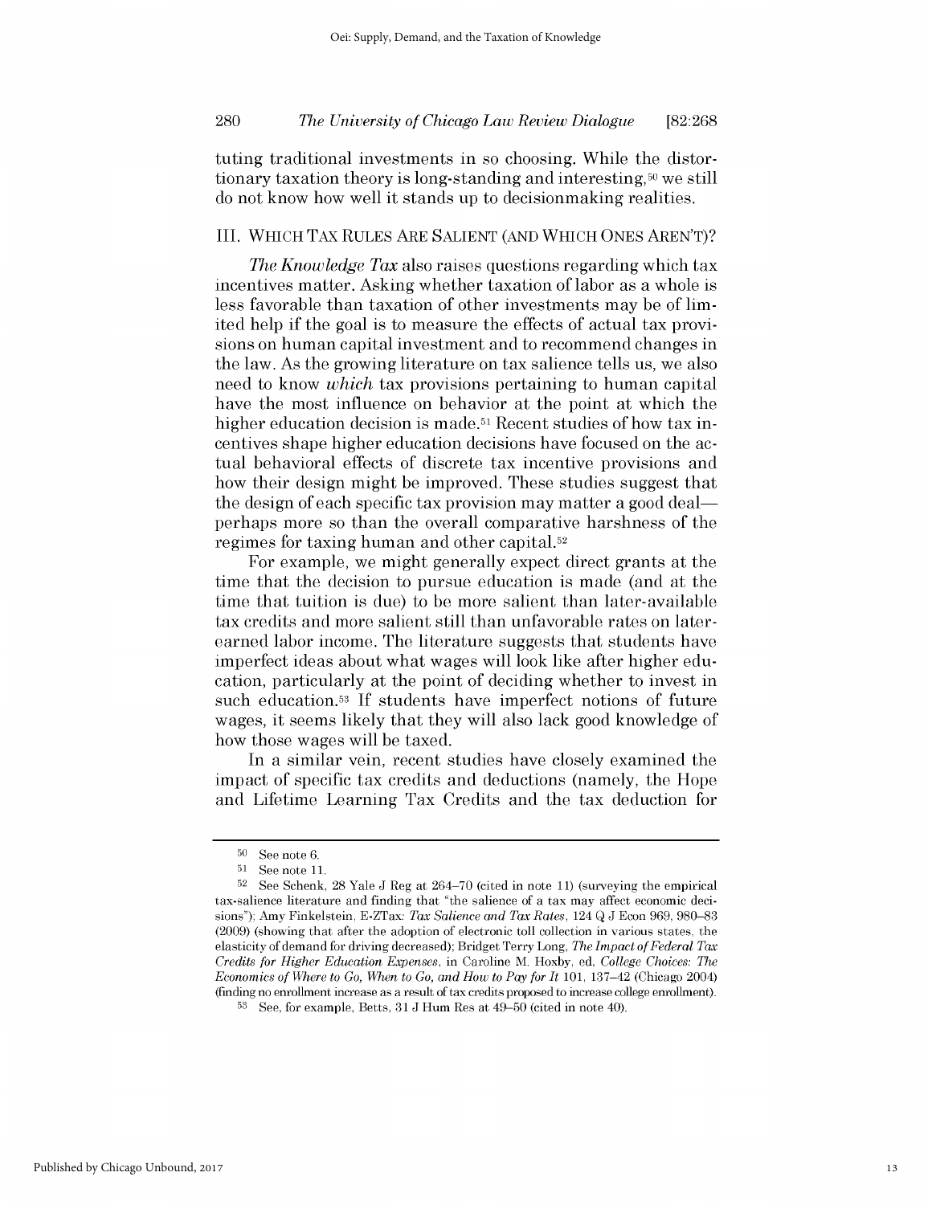tuting traditional investments in so choosing. While the distortionary taxation theory is long-standing and interesting,[50] we still do not know how well it stands up to decisionmaking realities.

## III. WHICH TAX RULES ARE SALIENT (AND WHICH ONES AREN'T)?

*The Knowledge Tax* also raises questions regarding which tax incentives matter. Asking whether taxation of labor as a whole is less favorable than taxation of other investments may be of limited help if the goal is to measure the effects of actual tax provisions on human capital investment and to recommend changes in the law. As the growing literature on tax salience tells us, we also need to know *which* tax provisions pertaining to human capital have the most influence on behavior at the point at which the higher education decision is made.[51] Recent studies of how tax incentives shape higher education decisions have focused on the actual behavioral effects of discrete tax incentive provisions and how their design might be improved. These studies suggest that the design of each specific tax provision may matter a good deal—perhaps more so than the overall comparative harshness of the regimes for taxing human and other capital.[52]

For example, we might generally expect direct grants at the time that the decision to pursue education is made (and at the time that tuition is due) to be more salient than later-available tax credits and more salient still than unfavorable rates on later-earned labor income. The literature suggests that students have imperfect ideas about what wages will look like after higher education, particularly at the point of deciding whether to invest in such education.[53] If students have imperfect notions of future wages, it seems likely that they will also lack good knowledge of how those wages will be taxed.

In a similar vein, recent studies have closely examined the impact of specific tax credits and deductions (namely, the Hope and Lifetime Learning Tax Credits and the tax deduction for

---

[50] See note 6.

[51] See note 11.

[52] See Schenk, 28 Yale J Reg at 264–70 (cited in note 11) (surveying the empirical tax-salience literature and finding that "the salience of a tax may affect economic decisions"); Amy Finkelstein, E-ZTax: *Tax Salience and Tax Rates*, 124 Q J Econ 969, 980–83 (2009) (showing that after the adoption of electronic toll collection in various states, the elasticity of demand for driving decreased); Bridget Terry Long, *The Impact of Federal Tax Credits for Higher Education Expenses*, in Caroline M. Hoxby, ed, *College Choices: The Economics of Where to Go, When to Go, and How to Pay for It* 101, 137–42 (Chicago 2004) (finding no enrollment increase as a result of tax credits proposed to increase college enrollment).

[53] See, for example, Betts, 31 J Hum Res at 49–50 (cited in note 40).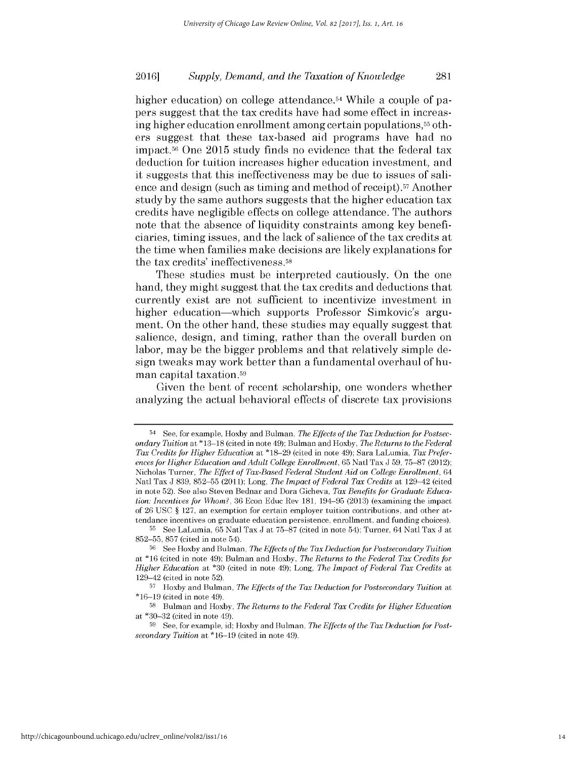higher education) on college attendance.[54] While a couple of papers suggest that the tax credits have had some effect in increasing higher education enrollment among certain populations,[55] others suggest that these tax-based aid programs have had no impact.[56] One 2015 study finds no evidence that the federal tax deduction for tuition increases higher education investment, and it suggests that this ineffectiveness may be due to issues of salience and design (such as timing and method of receipt).[57] Another study by the same authors suggests that the higher education tax credits have negligible effects on college attendance. The authors note that the absence of liquidity constraints among key beneficiaries, timing issues, and the lack of salience of the tax credits at the time when families make decisions are likely explanations for the tax credits' ineffectiveness.[58]

These studies must be interpreted cautiously. On the one hand, they might suggest that the tax credits and deductions that currently exist are not sufficient to incentivize investment in higher education—which supports Professor Simkovic's argument. On the other hand, these studies may equally suggest that salience, design, and timing, rather than the overall burden on labor, may be the bigger problems and that relatively simple design tweaks may work better than a fundamental overhaul of human capital taxation.[59]

Given the bent of recent scholarship, one wonders whether analyzing the actual behavioral effects of discrete tax provisions

---

[54] See, for example, Hoxby and Bulman, *The Effects of the Tax Deduction for Postsecondary Tuition* at *13–18 (cited in note 49); Bulman and Hoxby, *The Returns to the Federal Tax Credits for Higher Education* at *18–29 (cited in note 49); Sara LaLumia, *Tax Preferences for Higher Education and Adult College Enrollment*, 65 Natl Tax J 59, 75–87 (2012); Nicholas Turner, *The Effect of Tax-Based Federal Student Aid on College Enrollment*, 64 Natl Tax J 839, 852–55 (2011); Long, *The Impact of Federal Tax Credits* at 129–42 (cited in note 52). See also Steven Bednar and Dora Gicheva, *Tax Benefits for Graduate Education: Incentives for Whom?*, 36 Econ Educ Rev 181, 194–95 (2013) (examining the impact of 26 USC § 127, an exemption for certain employer tuition contributions, and other attendance incentives on graduate education persistence, enrollment, and funding choices).

[55] See LaLumia, 65 Natl Tax J at 75–87 (cited in note 54); Turner, 64 Natl Tax J at 852–55, 857 (cited in note 54).

[56] See Hoxby and Bulman, *The Effects of the Tax Deduction for Postsecondary Tuition* at *16 (cited in note 49); Bulman and Hoxby, *The Returns to the Federal Tax Credits for Higher Education* at *30 (cited in note 49); Long, *The Impact of Federal Tax Credits* at 129–42 (cited in note 52).

[57] Hoxby and Bulman, *The Effects of the Tax Deduction for Postsecondary Tuition* at *16–19 (cited in note 49).

[58] Bulman and Hoxby, *The Returns to the Federal Tax Credits for Higher Education* at *30–32 (cited in note 49).

[59] See, for example, id; Hoxby and Bulman, *The Effects of the Tax Deduction for Postsecondary Tuition* at *16–19 (cited in note 49).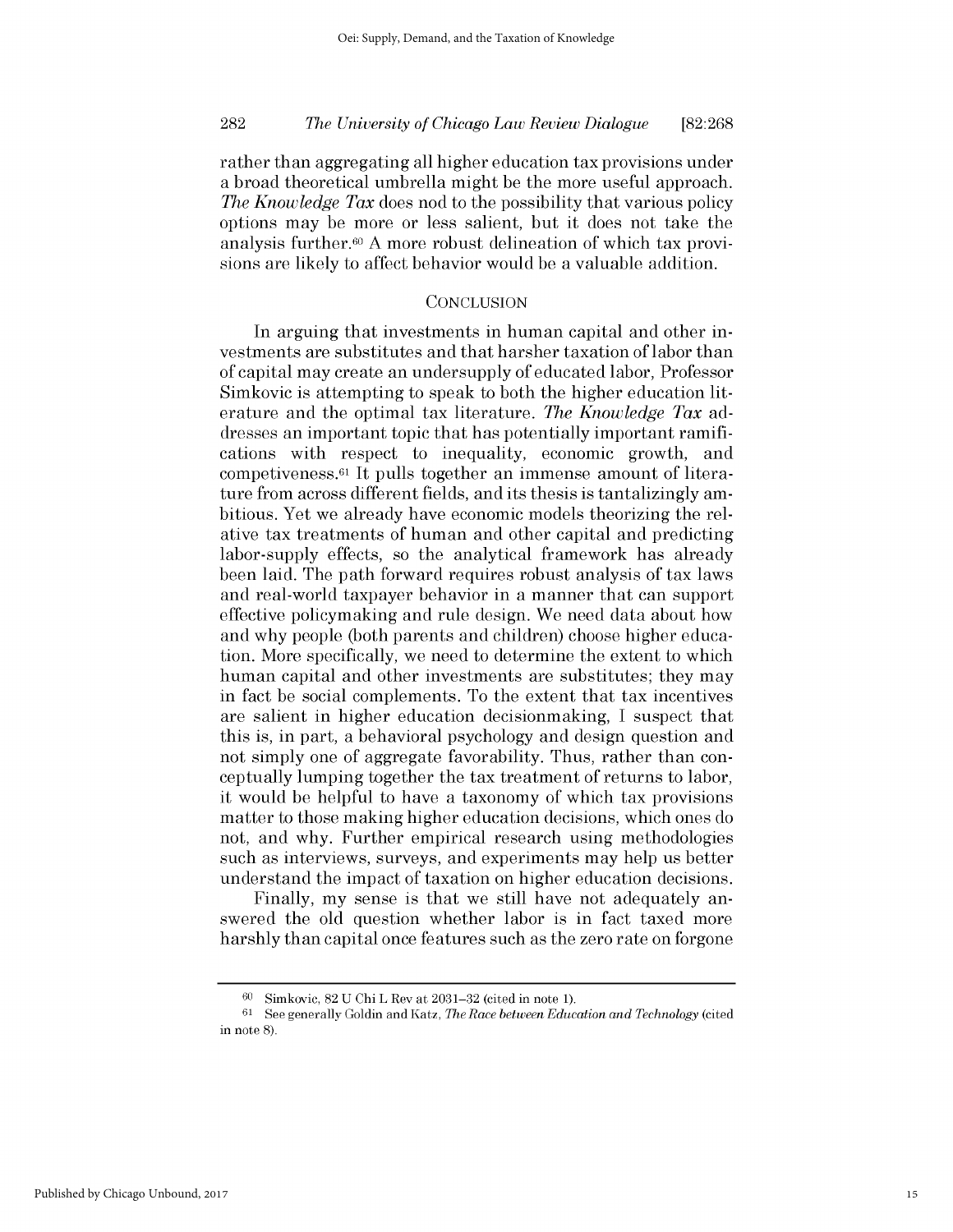rather than aggregating all higher education tax provisions under a broad theoretical umbrella might be the more useful approach. *The Knowledge Tax* does nod to the possibility that various policy options may be more or less salient, but it does not take the analysis further.[60] A more robust delineation of which tax provisions are likely to affect behavior would be a valuable addition.

## CONCLUSION

In arguing that investments in human capital and other investments are substitutes and that harsher taxation of labor than of capital may create an undersupply of educated labor, Professor Simkovic is attempting to speak to both the higher education literature and the optimal tax literature. *The Knowledge Tax* addresses an important topic that has potentially important ramifications with respect to inequality, economic growth, and competiveness.[61] It pulls together an immense amount of literature from across different fields, and its thesis is tantalizingly ambitious. Yet we already have economic models theorizing the relative tax treatments of human and other capital and predicting labor-supply effects, so the analytical framework has already been laid. The path forward requires robust analysis of tax laws and real-world taxpayer behavior in a manner that can support effective policymaking and rule design. We need data about how and why people (both parents and children) choose higher education. More specifically, we need to determine the extent to which human capital and other investments are substitutes; they may in fact be social complements. To the extent that tax incentives are salient in higher education decisionmaking, I suspect that this is, in part, a behavioral psychology and design question and not simply one of aggregate favorability. Thus, rather than conceptually lumping together the tax treatment of returns to labor, it would be helpful to have a taxonomy of which tax provisions matter to those making higher education decisions, which ones do not, and why. Further empirical research using methodologies such as interviews, surveys, and experiments may help us better understand the impact of taxation on higher education decisions.

Finally, my sense is that we still have not adequately answered the old question whether labor is in fact taxed more harshly than capital once features such as the zero rate on forgone

---

[60] Simkovic, 82 U Chi L Rev at 2031–32 (cited in note 1).

[61] See generally Goldin and Katz, *The Race between Education and Technology* (cited in note 8).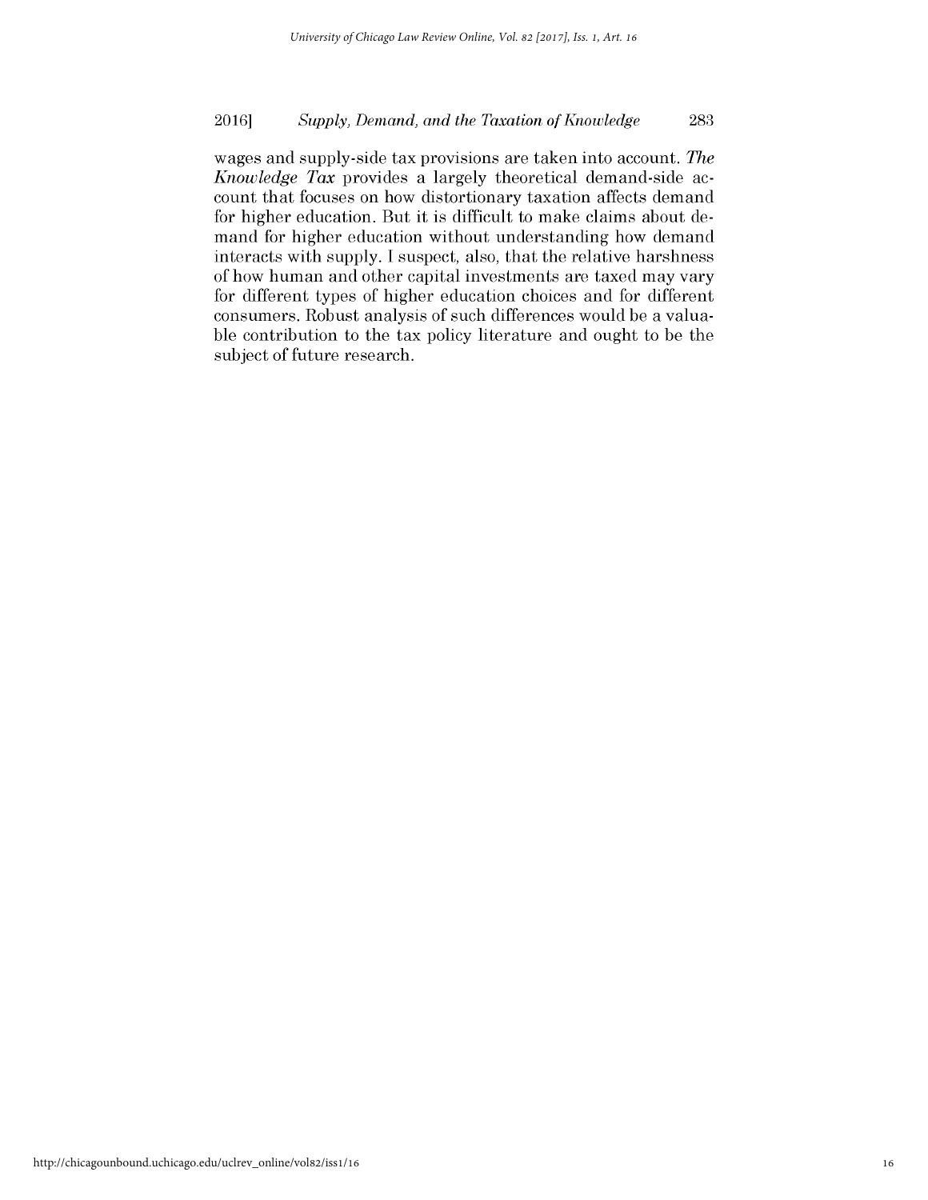wages and supply-side tax provisions are taken into account. *The Knowledge Tax* provides a largely theoretical demand-side account that focuses on how distortionary taxation affects demand for higher education. But it is difficult to make claims about demand for higher education without understanding how demand interacts with supply. I suspect, also, that the relative harshness of how human and other capital investments are taxed may vary for different types of higher education choices and for different consumers. Robust analysis of such differences would be a valuable contribution to the tax policy literature and ought to be the subject of future research.